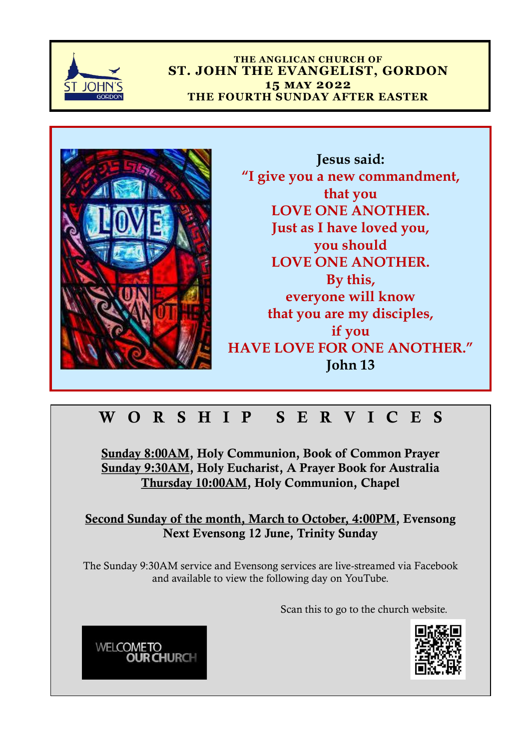THE ANGLICAN CHURCH OF

# ST. JOHN THE EVANGELIST, GORDON

**15 MAY 2022**

**THE FOURTH SUNDAY AFTER EASTER**

**Jesus said:**

**"I give you a new commandment,
that you
LOVE ONE ANOTHER.
Just as I have loved you,
you should
LOVE ONE ANOTHER.
By this,
everyone will know
that you are my disciples,
if you
HAVE LOVE FOR ONE ANOTHER."**

**John 13**

## W O R S H I P   S E R V I C E S

**Sunday 8:00AM, Holy Communion, Book of Common Prayer**
**Sunday 9:30AM, Holy Eucharist, A Prayer Book for Australia**
**Thursday 10:00AM, Holy Communion, Chapel**

**Second Sunday of the month, March to October, 4:00PM, Evensong**
**Next Evensong 12 June, Trinity Sunday**

The Sunday 9:30AM service and Evensong services are live-streamed via Facebook and available to view the following day on YouTube.

Scan this to go to the church website.

WELCOME TO OUR CHURCH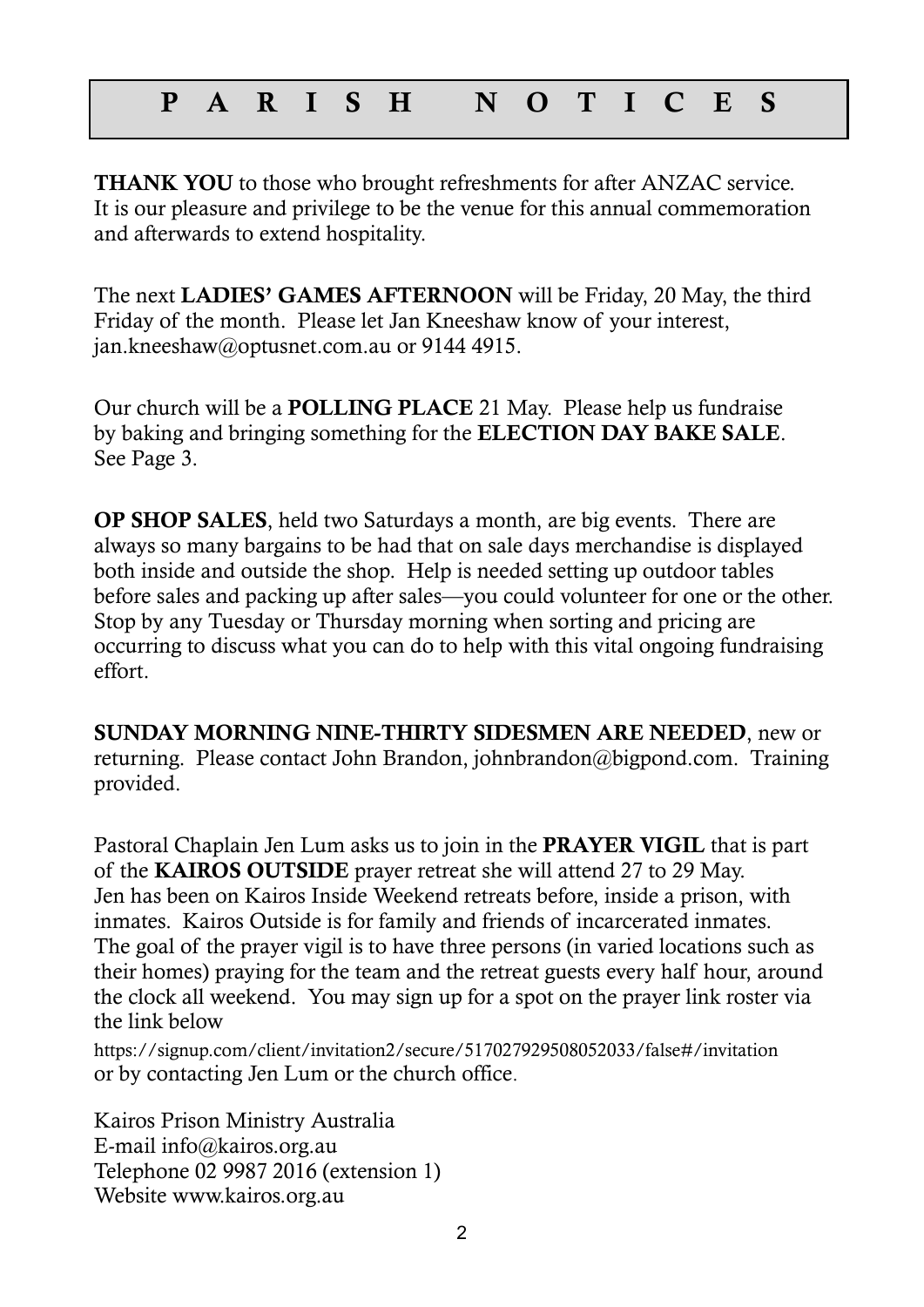# P A R I S H N O T I C E S

**THANK YOU** to those who brought refreshments for after ANZAC service. It is our pleasure and privilege to be the venue for this annual commemoration and afterwards to extend hospitality.

The next **LADIES' GAMES AFTERNOON** will be Friday, 20 May, the third Friday of the month. Please let Jan Kneeshaw know of your interest, jan.kneeshaw@optusnet.com.au or 9144 4915.

Our church will be a **POLLING PLACE** 21 May. Please help us fundraise by baking and bringing something for the **ELECTION DAY BAKE SALE**. See Page 3.

**OP SHOP SALES**, held two Saturdays a month, are big events. There are always so many bargains to be had that on sale days merchandise is displayed both inside and outside the shop. Help is needed setting up outdoor tables before sales and packing up after sales—you could volunteer for one or the other. Stop by any Tuesday or Thursday morning when sorting and pricing are occurring to discuss what you can do to help with this vital ongoing fundraising effort.

**SUNDAY MORNING NINE-THIRTY SIDESMEN ARE NEEDED**, new or returning. Please contact John Brandon, johnbrandon@bigpond.com. Training provided.

Pastoral Chaplain Jen Lum asks us to join in the **PRAYER VIGIL** that is part of the **KAIROS OUTSIDE** prayer retreat she will attend 27 to 29 May. Jen has been on Kairos Inside Weekend retreats before, inside a prison, with inmates. Kairos Outside is for family and friends of incarcerated inmates. The goal of the prayer vigil is to have three persons (in varied locations such as their homes) praying for the team and the retreat guests every half hour, around the clock all weekend. You may sign up for a spot on the prayer link roster via the link below

https://signup.com/client/invitation2/secure/517027929508052033/false#/invitation
or by contacting Jen Lum or the church office.

Kairos Prison Ministry Australia
E-mail info@kairos.org.au
Telephone 02 9987 2016 (extension 1)
Website www.kairos.org.au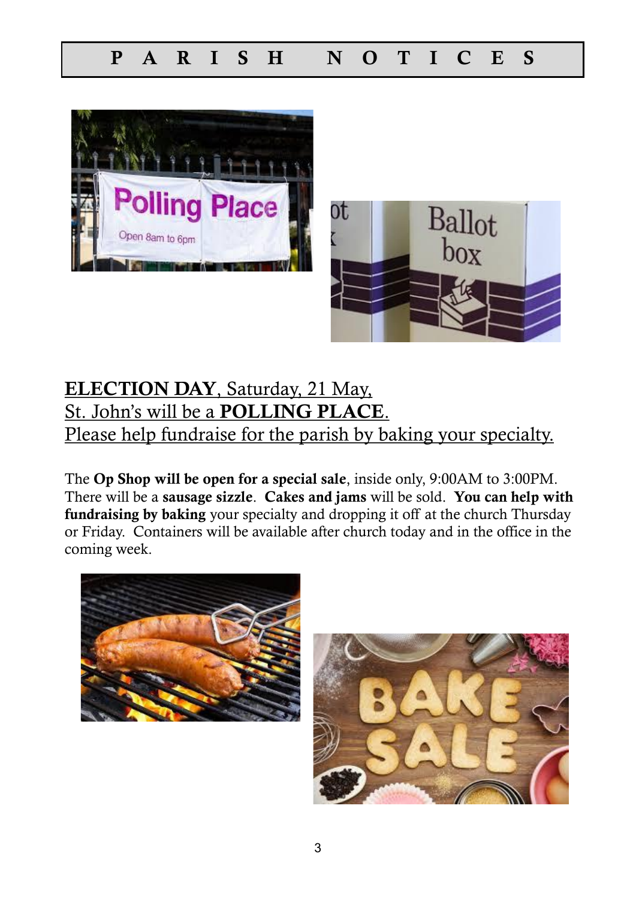# P A R I S H   N O T I C E S

**ELECTION DAY**, Saturday, 21 May,
St. John's will be a **POLLING PLACE**.
Please help fundraise for the parish by baking your specialty.

The **Op Shop will be open for a special sale**, inside only, 9:00AM to 3:00PM. There will be a **sausage sizzle**. **Cakes and jams** will be sold. **You can help with fundraising by baking** your specialty and dropping it off at the church Thursday or Friday. Containers will be available after church today and in the office in the coming week.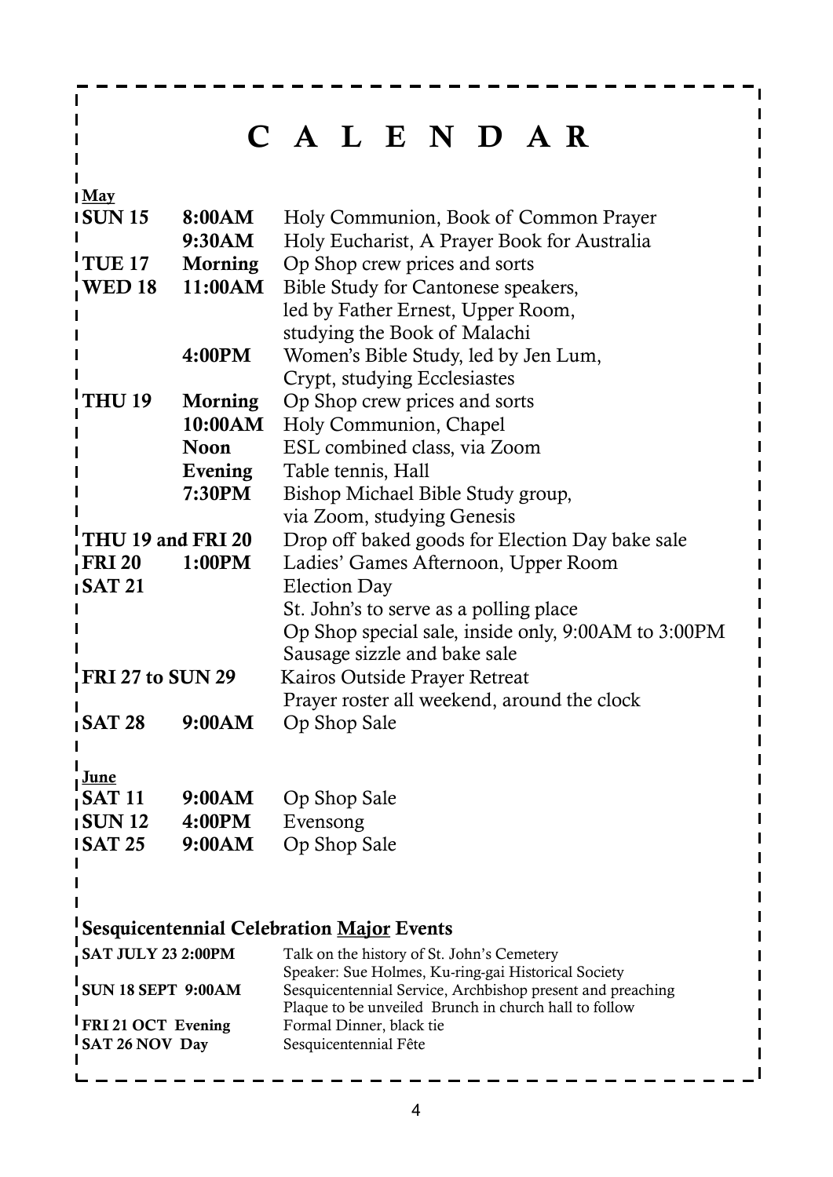# C A L E N D A R

**May**

| | | |
|---|---|---|
| **SUN 15** | **8:00AM** | Holy Communion, Book of Common Prayer |
| | **9:30AM** | Holy Eucharist, A Prayer Book for Australia |
| **TUE 17** | **Morning** | Op Shop crew prices and sorts |
| **WED 18** | **11:00AM** | Bible Study for Cantonese speakers, led by Father Ernest, Upper Room, studying the Book of Malachi |
| | **4:00PM** | Women's Bible Study, led by Jen Lum, Crypt, studying Ecclesiastes |
| **THU 19** | **Morning** | Op Shop crew prices and sorts |
| | **10:00AM** | Holy Communion, Chapel |
| | **Noon** | ESL combined class, via Zoom |
| | **Evening** | Table tennis, Hall |
| | **7:30PM** | Bishop Michael Bible Study group, via Zoom, studying Genesis |
| **THU 19 and FRI 20** | | Drop off baked goods for Election Day bake sale |
| **FRI 20** | **1:00PM** | Ladies' Games Afternoon, Upper Room |
| **SAT 21** | | Election Day |
| | | St. John's to serve as a polling place |
| | | Op Shop special sale, inside only, 9:00AM to 3:00PM |
| | | Sausage sizzle and bake sale |
| **FRI 27 to SUN 29** | | Kairos Outside Prayer Retreat |
| | | Prayer roster all weekend, around the clock |
| **SAT 28** | **9:00AM** | Op Shop Sale |

**June**

| | | |
|---|---|---|
| **SAT 11** | **9:00AM** | Op Shop Sale |
| **SUN 12** | **4:00PM** | Evensong |
| **SAT 25** | **9:00AM** | Op Shop Sale |

**Sesquicentennial Celebration Major Events**

| | |
|---|---|
| **SAT JULY 23 2:00PM** | Talk on the history of St. John's Cemetery<br>Speaker: Sue Holmes, Ku-ring-gai Historical Society |
| **SUN 18 SEPT 9:00AM** | Sesquicentennial Service, Archbishop present and preaching<br>Plaque to be unveiled Brunch in church hall to follow |
| **FRI 21 OCT Evening** | Formal Dinner, black tie |
| **SAT 26 NOV Day** | Sesquicentennial Fête |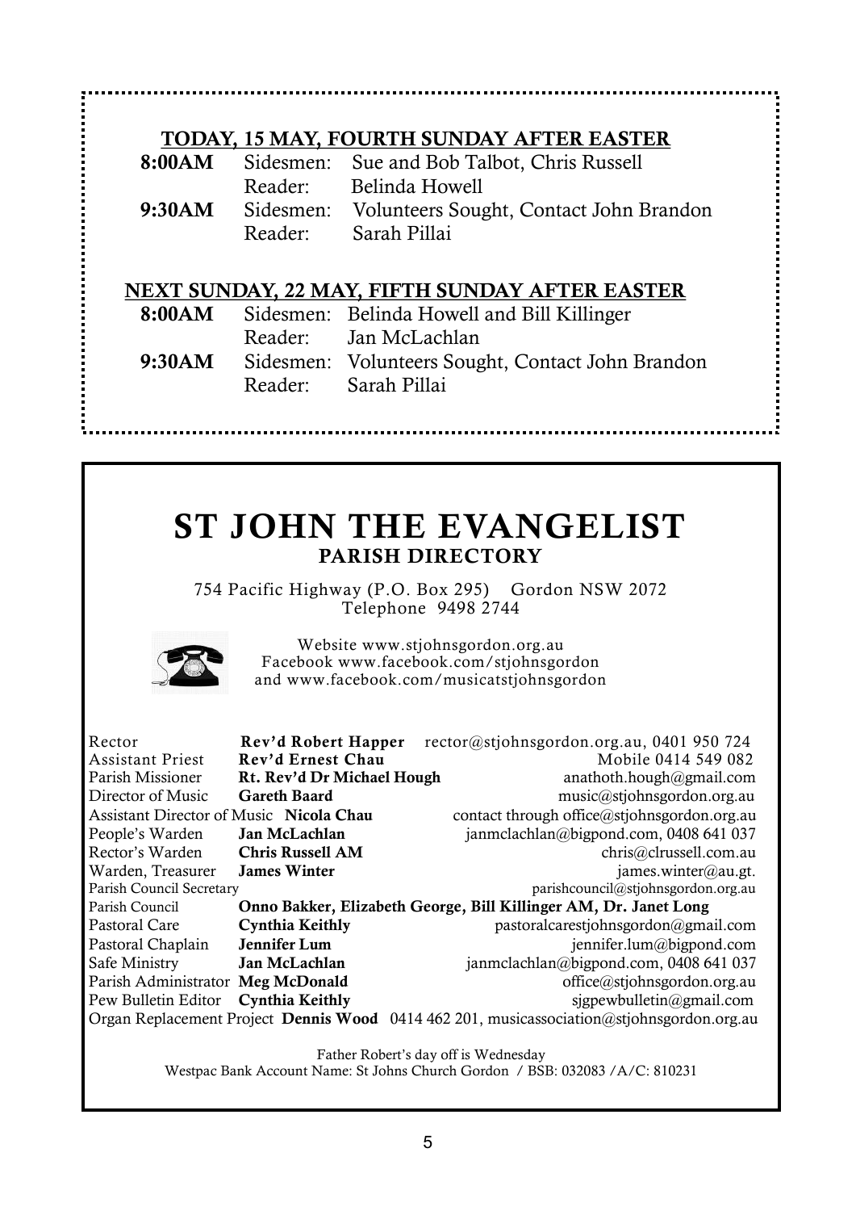**TODAY, 15 MAY, FOURTH SUNDAY AFTER EASTER**

| | | |
|---|---|---|
| **8:00AM** | Sidesmen: | Sue and Bob Talbot, Chris Russell |
| | Reader: | Belinda Howell |
| **9:30AM** | Sidesmen: | Volunteers Sought, Contact John Brandon |
| | Reader: | Sarah Pillai |

**NEXT SUNDAY, 22 MAY, FIFTH SUNDAY AFTER EASTER**

| | | |
|---|---|---|
| **8:00AM** | Sidesmen: | Belinda Howell and Bill Killinger |
| | Reader: | Jan McLachlan |
| **9:30AM** | Sidesmen: | Volunteers Sought, Contact John Brandon |
| | Reader: | Sarah Pillai |

# ST JOHN THE EVANGELIST

## PARISH DIRECTORY

754 Pacific Highway (P.O. Box 295) Gordon NSW 2072
Telephone 9498 2744

Website www.stjohnsgordon.org.au
Facebook www.facebook.com/stjohnsgordon
and www.facebook.com/musicatstjohnsgordon

| | | |
|---|---|---|
| Rector | **Rev'd Robert Happer** | rector@stjohnsgordon.org.au, 0401 950 724 |
| Assistant Priest | **Rev'd Ernest Chau** | Mobile 0414 549 082 |
| Parish Missioner | **Rt. Rev'd Dr Michael Hough** | anathoth.hough@gmail.com |
| Director of Music | **Gareth Baard** | music@stjohnsgordon.org.au |
| Assistant Director of Music | **Nicola Chau** | contact through office@stjohnsgordon.org.au |
| People's Warden | **Jan McLachlan** | janmclachlan@bigpond.com, 0408 641 037 |
| Rector's Warden | **Chris Russell AM** | chris@clrussell.com.au |
| Warden, Treasurer | **James Winter** | james.winter@au.gt. |
| Parish Council Secretary | | parishcouncil@stjohnsgordon.org.au |
| Parish Council | **Onno Bakker, Elizabeth George, Bill Killinger AM, Dr. Janet Long** | |
| Pastoral Care | **Cynthia Keithly** | pastoralcarestjohnsgordon@gmail.com |
| Pastoral Chaplain | **Jennifer Lum** | jennifer.lum@bigpond.com |
| Safe Ministry | **Jan McLachlan** | janmclachlan@bigpond.com, 0408 641 037 |
| Parish Administrator | **Meg McDonald** | office@stjohnsgordon.org.au |
| Pew Bulletin Editor | **Cynthia Keithly** | sjgpewbulletin@gmail.com |
| Organ Replacement Project | **Dennis Wood** | 0414 462 201, musicassociation@stjohnsgordon.org.au |

Father Robert's day off is Wednesday
Westpac Bank Account Name: St Johns Church Gordon / BSB: 032083 /A/C: 810231